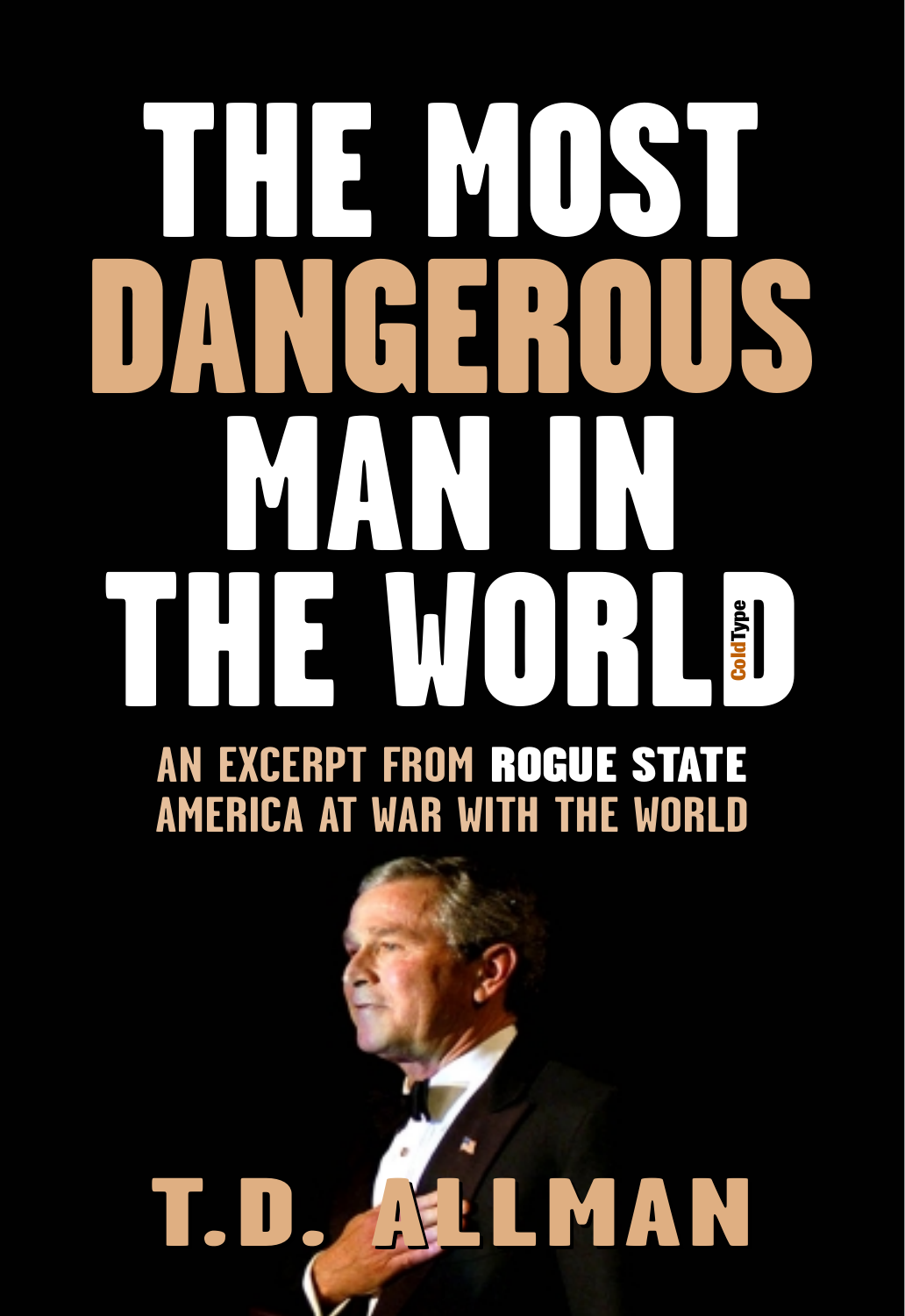# THE MOST DANGEROUS MAN IN THE WORLD

ColdType

## AN EXCERPT FROM **ROGUE STATE** AMERICA AT WAR WITH THE WORLD

**T.D. ALLMAN**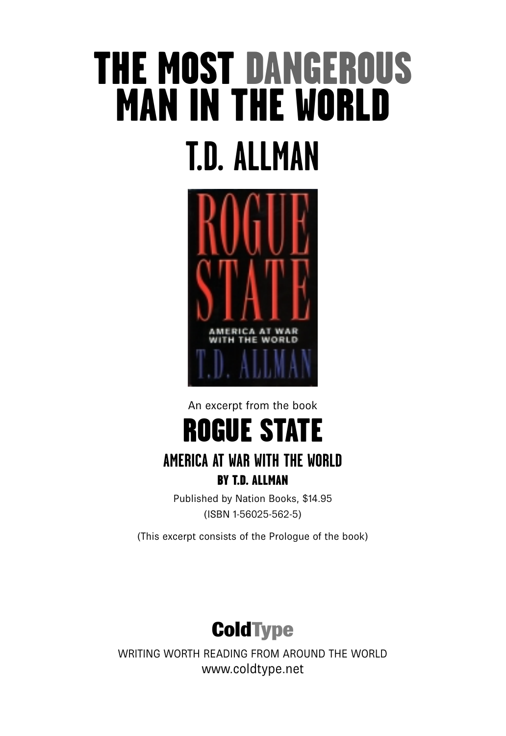# THE MOST DANGEROUS MAN IN THE WORLD

## T.D. ALLMAN

An excerpt from the book

## ROGUE STATE

### AMERICA AT WAR WITH THE WORLD

**BY T.D. ALLMAN**

Published by Nation Books, $14.95

(ISBN 1-56025-562-5)

(This excerpt consists of the Prologue of the book)

**ColdType**

WRITING WORTH READING FROM AROUND THE WORLD

www.coldtype.net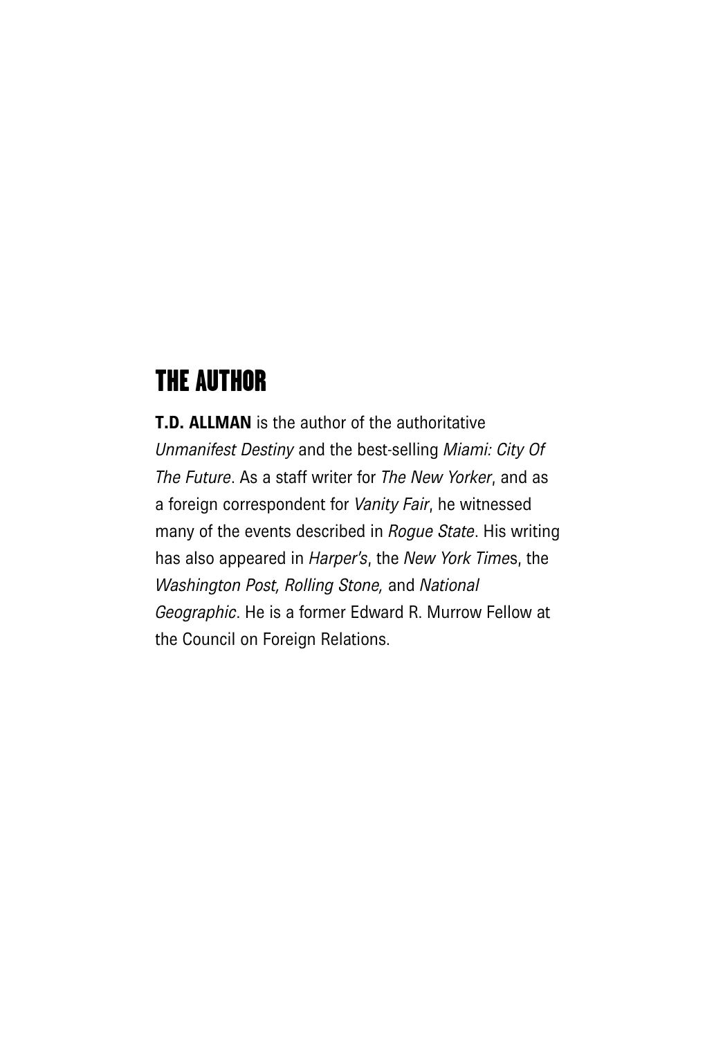# THE AUTHOR

**T.D. ALLMAN** is the author of the authoritative *Unmanifest Destiny* and the best-selling *Miami: City Of The Future*. As a staff writer for *The New Yorker*, and as a foreign correspondent for *Vanity Fair*, he witnessed many of the events described in *Rogue State*. His writing has also appeared in *Harper's*, the *New York Time*s, the *Washington Post, Rolling Stone,* and *National Geographic*. He is a former Edward R. Murrow Fellow at the Council on Foreign Relations.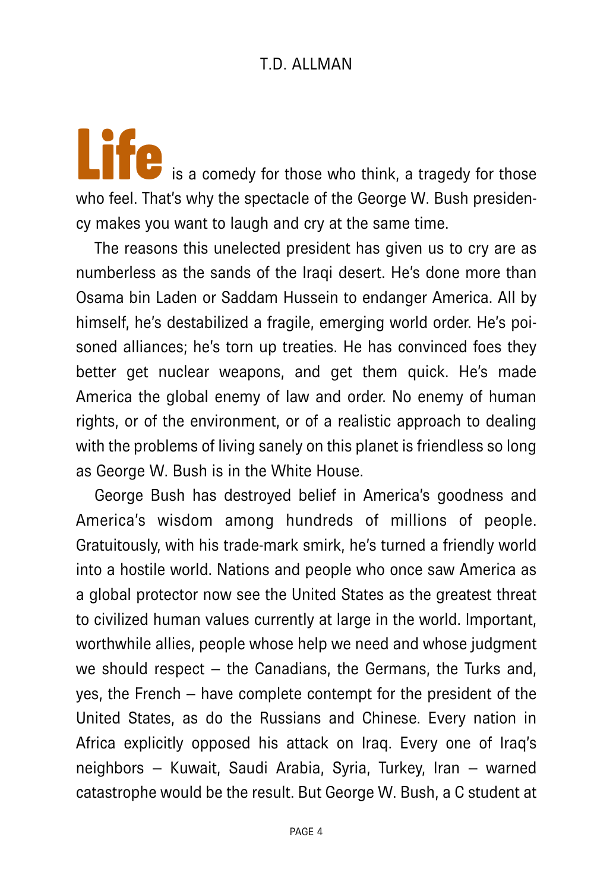**Life** is a comedy for those who think, a tragedy for those who feel. That's why the spectacle of the George W. Bush presidency makes you want to laugh and cry at the same time.

The reasons this unelected president has given us to cry are as numberless as the sands of the Iraqi desert. He's done more than Osama bin Laden or Saddam Hussein to endanger America. All by himself, he's destabilized a fragile, emerging world order. He's poisoned alliances; he's torn up treaties. He has convinced foes they better get nuclear weapons, and get them quick. He's made America the global enemy of law and order. No enemy of human rights, or of the environment, or of a realistic approach to dealing with the problems of living sanely on this planet is friendless so long as George W. Bush is in the White House.

George Bush has destroyed belief in America's goodness and America's wisdom among hundreds of millions of people. Gratuitously, with his trade-mark smirk, he's turned a friendly world into a hostile world. Nations and people who once saw America as a global protector now see the United States as the greatest threat to civilized human values currently at large in the world. Important, worthwhile allies, people whose help we need and whose judgment we should respect – the Canadians, the Germans, the Turks and, yes, the French – have complete contempt for the president of the United States, as do the Russians and Chinese. Every nation in Africa explicitly opposed his attack on Iraq. Every one of Iraq's neighbors – Kuwait, Saudi Arabia, Syria, Turkey, Iran – warned catastrophe would be the result. But George W. Bush, a C student at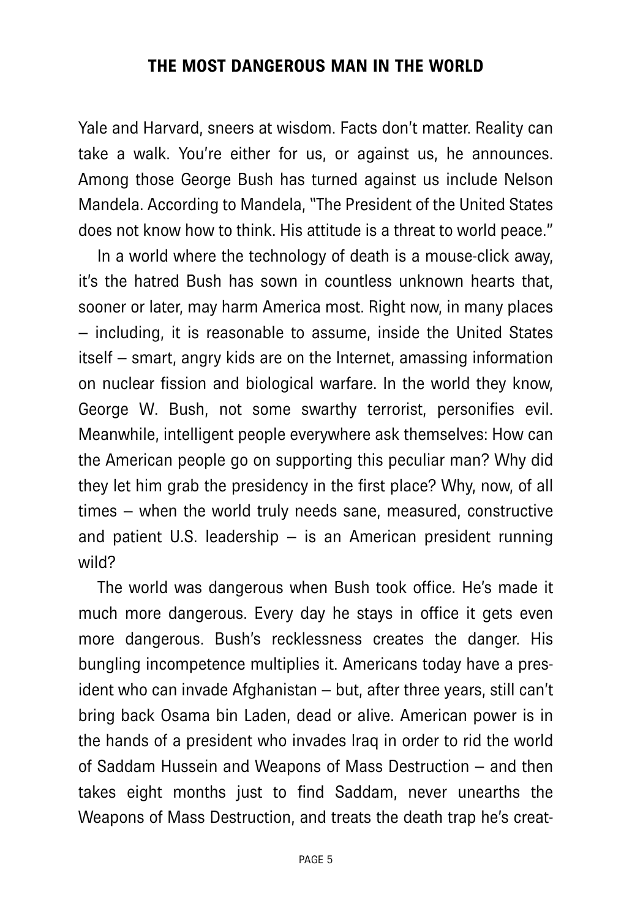Yale and Harvard, sneers at wisdom. Facts don't matter. Reality can take a walk. You're either for us, or against us, he announces. Among those George Bush has turned against us include Nelson Mandela. According to Mandela, "The President of the United States does not know how to think. His attitude is a threat to world peace."

In a world where the technology of death is a mouse-click away, it's the hatred Bush has sown in countless unknown hearts that, sooner or later, may harm America most. Right now, in many places – including, it is reasonable to assume, inside the United States itself – smart, angry kids are on the Internet, amassing information on nuclear fission and biological warfare. In the world they know, George W. Bush, not some swarthy terrorist, personifies evil. Meanwhile, intelligent people everywhere ask themselves: How can the American people go on supporting this peculiar man? Why did they let him grab the presidency in the first place? Why, now, of all times – when the world truly needs sane, measured, constructive and patient U.S. leadership – is an American president running wild?

The world was dangerous when Bush took office. He's made it much more dangerous. Every day he stays in office it gets even more dangerous. Bush's recklessness creates the danger. His bungling incompetence multiplies it. Americans today have a president who can invade Afghanistan – but, after three years, still can't bring back Osama bin Laden, dead or alive. American power is in the hands of a president who invades Iraq in order to rid the world of Saddam Hussein and Weapons of Mass Destruction – and then takes eight months just to find Saddam, never unearths the Weapons of Mass Destruction, and treats the death trap he's creat-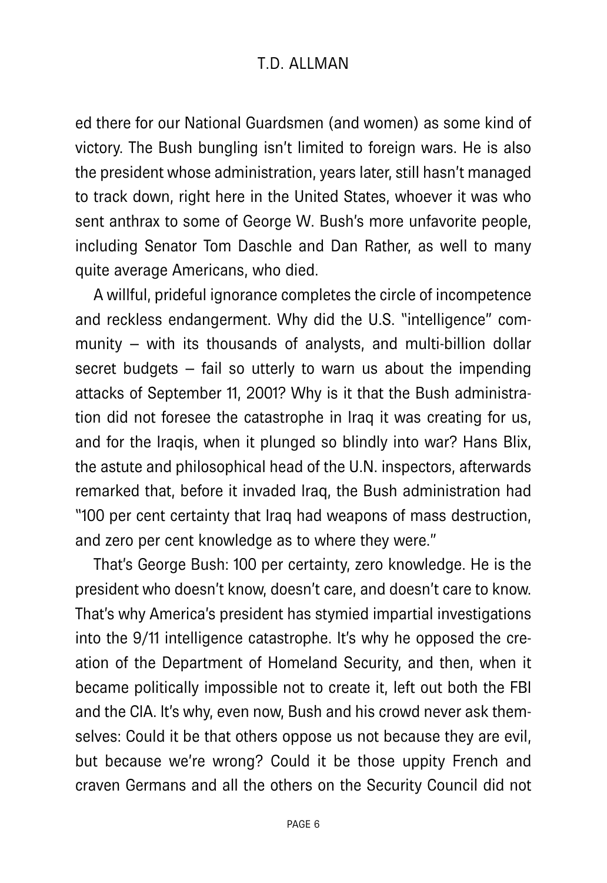ed there for our National Guardsmen (and women) as some kind of victory. The Bush bungling isn't limited to foreign wars. He is also the president whose administration, years later, still hasn't managed to track down, right here in the United States, whoever it was who sent anthrax to some of George W. Bush's more unfavorite people, including Senator Tom Daschle and Dan Rather, as well to many quite average Americans, who died.

A willful, prideful ignorance completes the circle of incompetence and reckless endangerment. Why did the U.S. "intelligence" community – with its thousands of analysts, and multi-billion dollar secret budgets – fail so utterly to warn us about the impending attacks of September 11, 2001? Why is it that the Bush administration did not foresee the catastrophe in Iraq it was creating for us, and for the Iraqis, when it plunged so blindly into war? Hans Blix, the astute and philosophical head of the U.N. inspectors, afterwards remarked that, before it invaded Iraq, the Bush administration had "100 per cent certainty that Iraq had weapons of mass destruction, and zero per cent knowledge as to where they were."

That's George Bush: 100 per certainty, zero knowledge. He is the president who doesn't know, doesn't care, and doesn't care to know. That's why America's president has stymied impartial investigations into the 9/11 intelligence catastrophe. It's why he opposed the creation of the Department of Homeland Security, and then, when it became politically impossible not to create it, left out both the FBI and the CIA. It's why, even now, Bush and his crowd never ask themselves: Could it be that others oppose us not because they are evil, but because we're wrong? Could it be those uppity French and craven Germans and all the others on the Security Council did not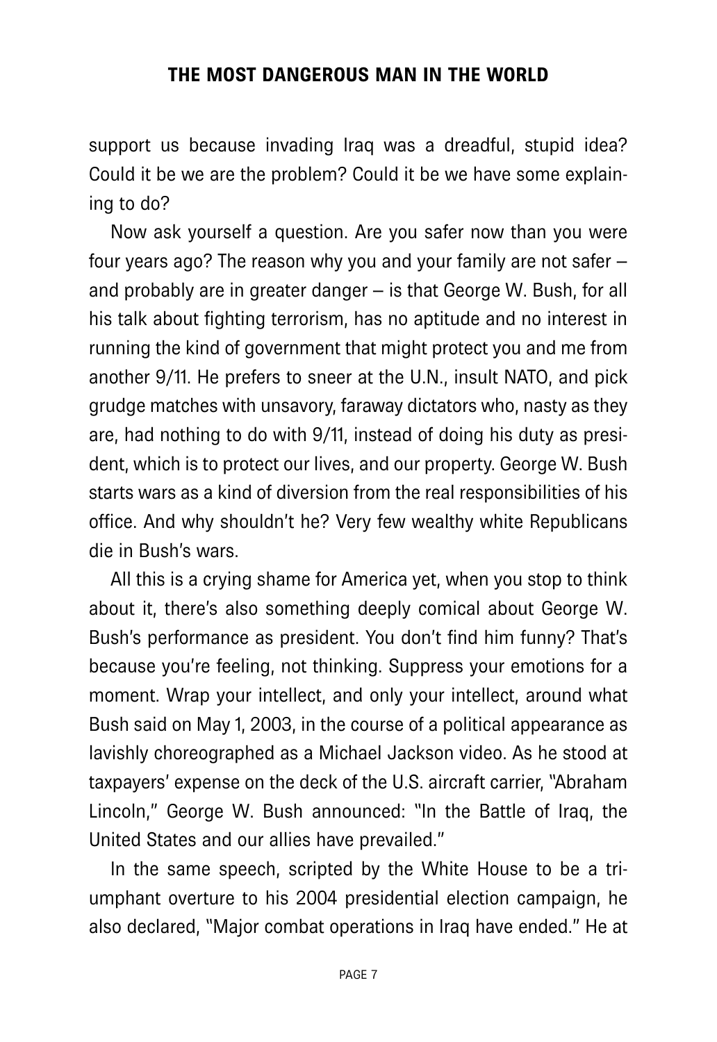support us because invading Iraq was a dreadful, stupid idea? Could it be we are the problem? Could it be we have some explaining to do?

Now ask yourself a question. Are you safer now than you were four years ago? The reason why you and your family are not safer – and probably are in greater danger – is that George W. Bush, for all his talk about fighting terrorism, has no aptitude and no interest in running the kind of government that might protect you and me from another 9/11. He prefers to sneer at the U.N., insult NATO, and pick grudge matches with unsavory, faraway dictators who, nasty as they are, had nothing to do with 9/11, instead of doing his duty as president, which is to protect our lives, and our property. George W. Bush starts wars as a kind of diversion from the real responsibilities of his office. And why shouldn't he? Very few wealthy white Republicans die in Bush's wars.

All this is a crying shame for America yet, when you stop to think about it, there's also something deeply comical about George W. Bush's performance as president. You don't find him funny? That's because you're feeling, not thinking. Suppress your emotions for a moment. Wrap your intellect, and only your intellect, around what Bush said on May 1, 2003, in the course of a political appearance as lavishly choreographed as a Michael Jackson video. As he stood at taxpayers' expense on the deck of the U.S. aircraft carrier, "Abraham Lincoln," George W. Bush announced: "In the Battle of Iraq, the United States and our allies have prevailed."

In the same speech, scripted by the White House to be a triumphant overture to his 2004 presidential election campaign, he also declared, "Major combat operations in Iraq have ended." He at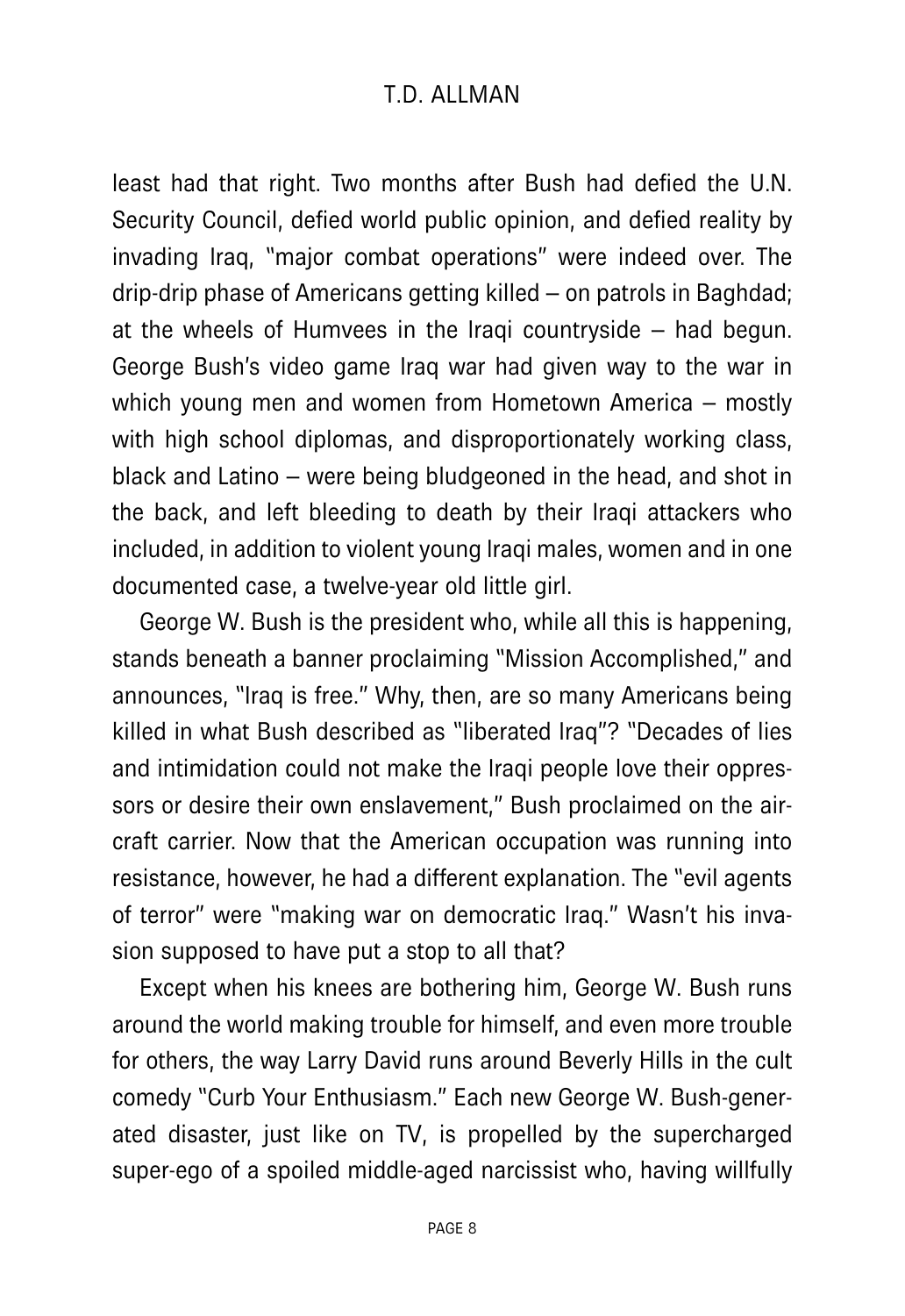least had that right. Two months after Bush had defied the U.N. Security Council, defied world public opinion, and defied reality by invading Iraq, "major combat operations" were indeed over. The drip-drip phase of Americans getting killed – on patrols in Baghdad; at the wheels of Humvees in the Iraqi countryside – had begun. George Bush's video game Iraq war had given way to the war in which young men and women from Hometown America – mostly with high school diplomas, and disproportionately working class, black and Latino – were being bludgeoned in the head, and shot in the back, and left bleeding to death by their Iraqi attackers who included, in addition to violent young Iraqi males, women and in one documented case, a twelve-year old little girl.

George W. Bush is the president who, while all this is happening, stands beneath a banner proclaiming "Mission Accomplished," and announces, "Iraq is free." Why, then, are so many Americans being killed in what Bush described as "liberated Iraq"? "Decades of lies and intimidation could not make the Iraqi people love their oppressors or desire their own enslavement," Bush proclaimed on the aircraft carrier. Now that the American occupation was running into resistance, however, he had a different explanation. The "evil agents of terror" were "making war on democratic Iraq." Wasn't his invasion supposed to have put a stop to all that?

Except when his knees are bothering him, George W. Bush runs around the world making trouble for himself, and even more trouble for others, the way Larry David runs around Beverly Hills in the cult comedy "Curb Your Enthusiasm." Each new George W. Bush-generated disaster, just like on TV, is propelled by the supercharged super-ego of a spoiled middle-aged narcissist who, having willfully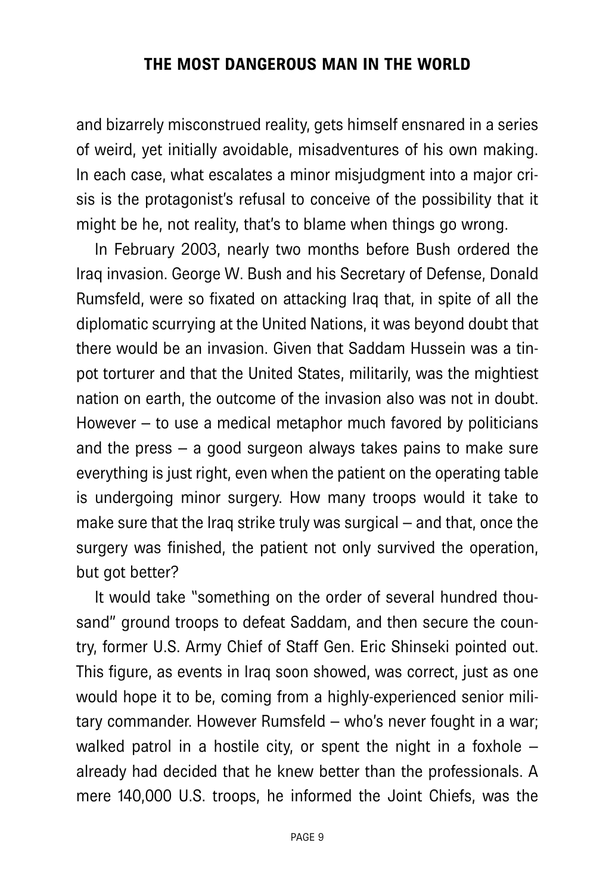and bizarrely misconstrued reality, gets himself ensnared in a series of weird, yet initially avoidable, misadventures of his own making. In each case, what escalates a minor misjudgment into a major crisis is the protagonist's refusal to conceive of the possibility that it might be he, not reality, that's to blame when things go wrong.

In February 2003, nearly two months before Bush ordered the Iraq invasion. George W. Bush and his Secretary of Defense, Donald Rumsfeld, were so fixated on attacking Iraq that, in spite of all the diplomatic scurrying at the United Nations, it was beyond doubt that there would be an invasion. Given that Saddam Hussein was a tin-pot torturer and that the United States, militarily, was the mightiest nation on earth, the outcome of the invasion also was not in doubt. However – to use a medical metaphor much favored by politicians and the press – a good surgeon always takes pains to make sure everything is just right, even when the patient on the operating table is undergoing minor surgery. How many troops would it take to make sure that the Iraq strike truly was surgical – and that, once the surgery was finished, the patient not only survived the operation, but got better?

It would take "something on the order of several hundred thousand" ground troops to defeat Saddam, and then secure the country, former U.S. Army Chief of Staff Gen. Eric Shinseki pointed out. This figure, as events in Iraq soon showed, was correct, just as one would hope it to be, coming from a highly-experienced senior military commander. However Rumsfeld – who's never fought in a war; walked patrol in a hostile city, or spent the night in a foxhole – already had decided that he knew better than the professionals. A mere 140,000 U.S. troops, he informed the Joint Chiefs, was the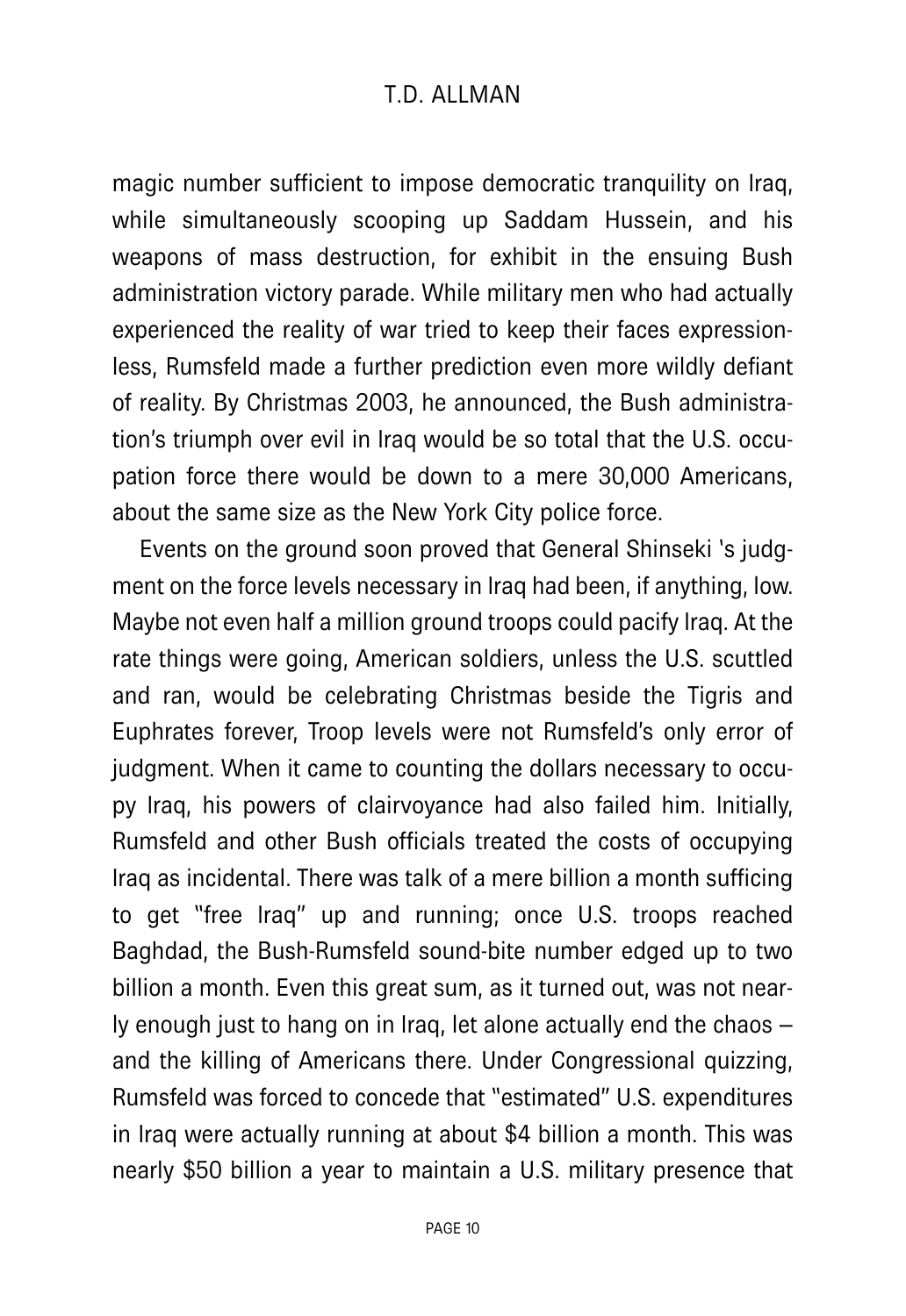magic number sufficient to impose democratic tranquility on Iraq, while simultaneously scooping up Saddam Hussein, and his weapons of mass destruction, for exhibit in the ensuing Bush administration victory parade. While military men who had actually experienced the reality of war tried to keep their faces expressionless, Rumsfeld made a further prediction even more wildly defiant of reality. By Christmas 2003, he announced, the Bush administration's triumph over evil in Iraq would be so total that the U.S. occupation force there would be down to a mere 30,000 Americans, about the same size as the New York City police force.

Events on the ground soon proved that General Shinseki 's judgment on the force levels necessary in Iraq had been, if anything, low. Maybe not even half a million ground troops could pacify Iraq. At the rate things were going, American soldiers, unless the U.S. scuttled and ran, would be celebrating Christmas beside the Tigris and Euphrates forever, Troop levels were not Rumsfeld's only error of judgment. When it came to counting the dollars necessary to occupy Iraq, his powers of clairvoyance had also failed him. Initially, Rumsfeld and other Bush officials treated the costs of occupying Iraq as incidental. There was talk of a mere billion a month sufficing to get "free Iraq" up and running; once U.S. troops reached Baghdad, the Bush-Rumsfeld sound-bite number edged up to two billion a month. Even this great sum, as it turned out, was not nearly enough just to hang on in Iraq, let alone actually end the chaos – and the killing of Americans there. Under Congressional quizzing, Rumsfeld was forced to concede that "estimated" U.S. expenditures in Iraq were actually running at about $4 billion a month. This was nearly $50 billion a year to maintain a U.S. military presence that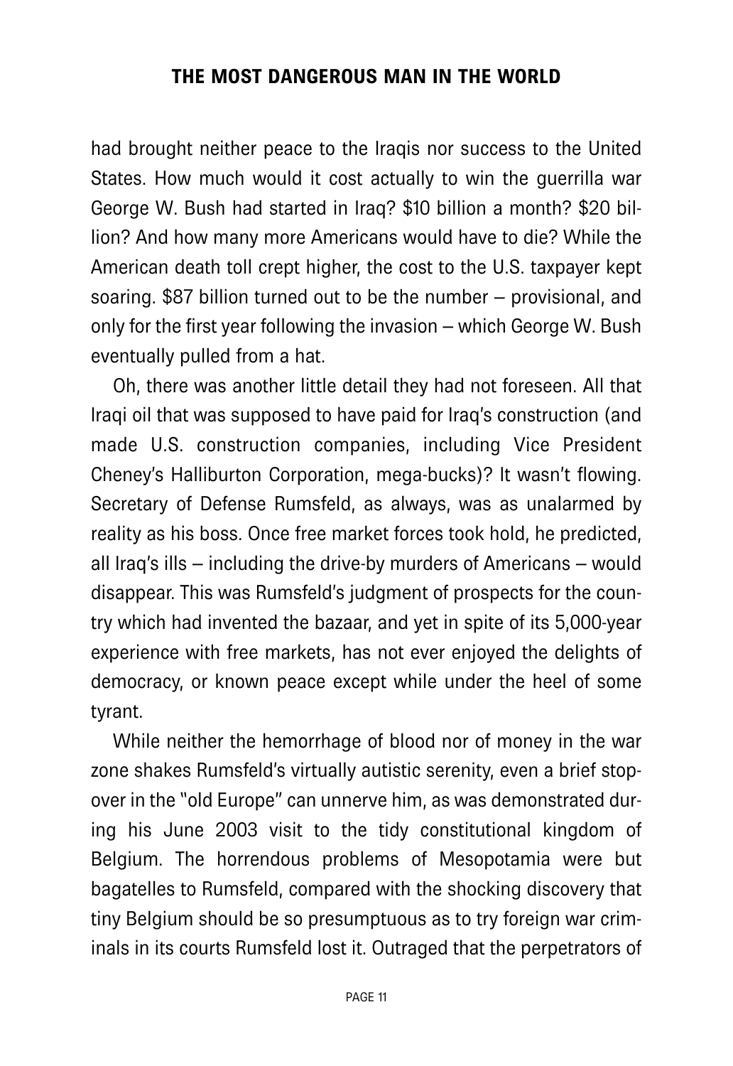had brought neither peace to the Iraqis nor success to the United States. How much would it cost actually to win the guerrilla war George W. Bush had started in Iraq? $10 billion a month? $20 billion? And how many more Americans would have to die? While the American death toll crept higher, the cost to the U.S. taxpayer kept soaring. $87 billion turned out to be the number – provisional, and only for the first year following the invasion – which George W. Bush eventually pulled from a hat.

Oh, there was another little detail they had not foreseen. All that Iraqi oil that was supposed to have paid for Iraq's construction (and made U.S. construction companies, including Vice President Cheney's Halliburton Corporation, mega-bucks)? It wasn't flowing. Secretary of Defense Rumsfeld, as always, was as unalarmed by reality as his boss. Once free market forces took hold, he predicted, all Iraq's ills – including the drive-by murders of Americans – would disappear. This was Rumsfeld's judgment of prospects for the country which had invented the bazaar, and yet in spite of its 5,000-year experience with free markets, has not ever enjoyed the delights of democracy, or known peace except while under the heel of some tyrant.

While neither the hemorrhage of blood nor of money in the war zone shakes Rumsfeld's virtually autistic serenity, even a brief stopover in the "old Europe" can unnerve him, as was demonstrated during his June 2003 visit to the tidy constitutional kingdom of Belgium. The horrendous problems of Mesopotamia were but bagatelles to Rumsfeld, compared with the shocking discovery that tiny Belgium should be so presumptuous as to try foreign war criminals in its courts Rumsfeld lost it. Outraged that the perpetrators of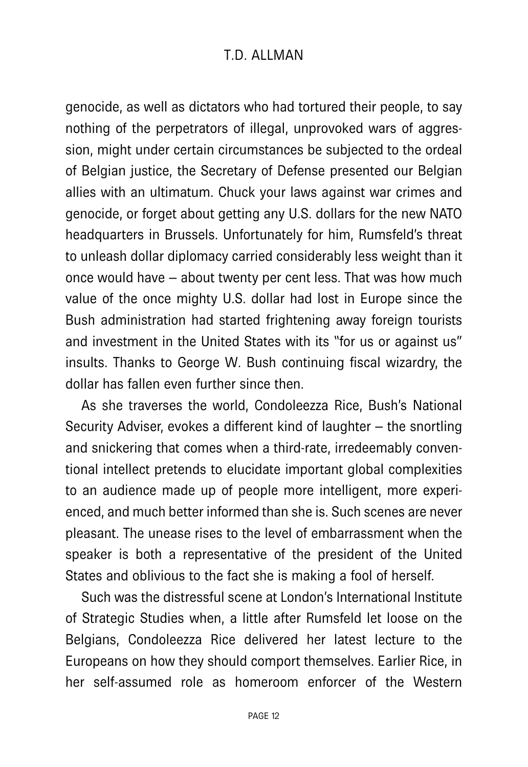genocide, as well as dictators who had tortured their people, to say nothing of the perpetrators of illegal, unprovoked wars of aggression, might under certain circumstances be subjected to the ordeal of Belgian justice, the Secretary of Defense presented our Belgian allies with an ultimatum. Chuck your laws against war crimes and genocide, or forget about getting any U.S. dollars for the new NATO headquarters in Brussels. Unfortunately for him, Rumsfeld's threat to unleash dollar diplomacy carried considerably less weight than it once would have – about twenty per cent less. That was how much value of the once mighty U.S. dollar had lost in Europe since the Bush administration had started frightening away foreign tourists and investment in the United States with its "for us or against us" insults. Thanks to George W. Bush continuing fiscal wizardry, the dollar has fallen even further since then.

As she traverses the world, Condoleezza Rice, Bush's National Security Adviser, evokes a different kind of laughter – the snortling and snickering that comes when a third-rate, irredeemably conventional intellect pretends to elucidate important global complexities to an audience made up of people more intelligent, more experienced, and much better informed than she is. Such scenes are never pleasant. The unease rises to the level of embarrassment when the speaker is both a representative of the president of the United States and oblivious to the fact she is making a fool of herself.

Such was the distressful scene at London's International Institute of Strategic Studies when, a little after Rumsfeld let loose on the Belgians, Condoleezza Rice delivered her latest lecture to the Europeans on how they should comport themselves. Earlier Rice, in her self-assumed role as homeroom enforcer of the Western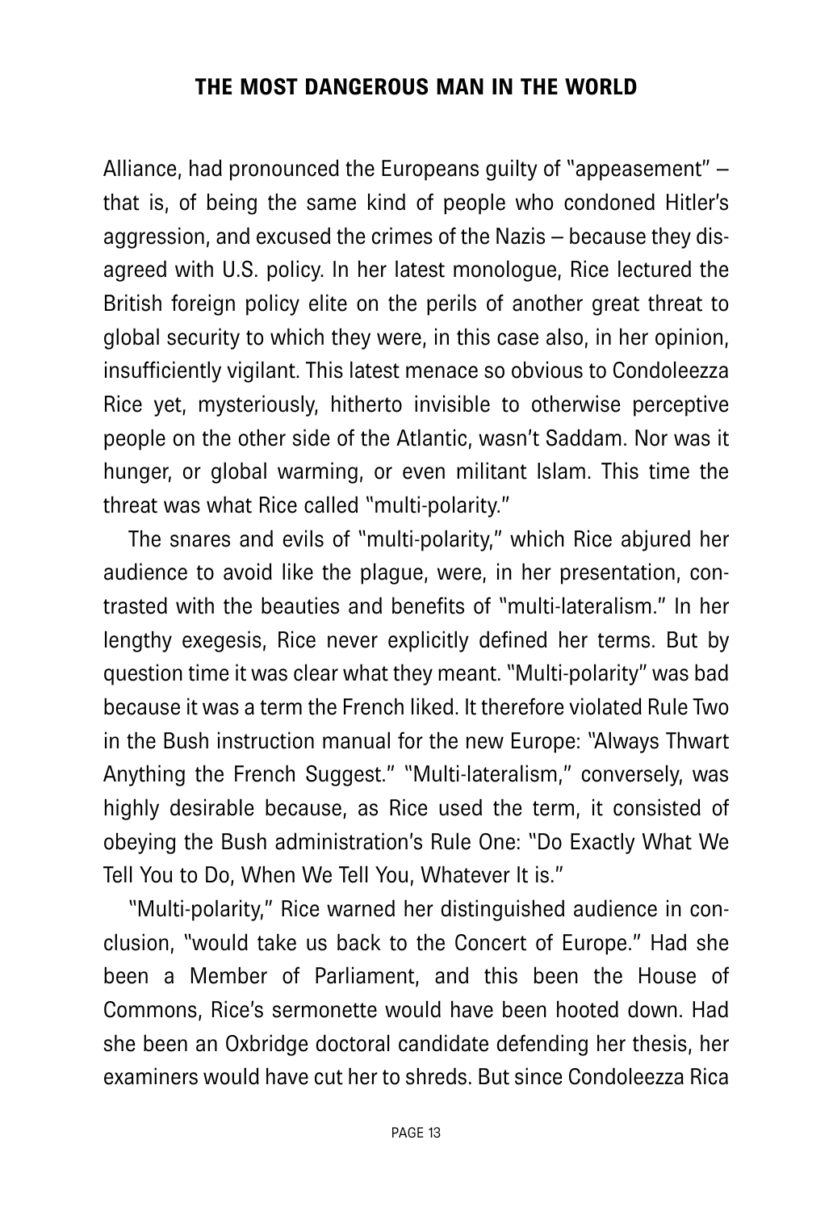Alliance, had pronounced the Europeans guilty of "appeasement" – that is, of being the same kind of people who condoned Hitler's aggression, and excused the crimes of the Nazis – because they disagreed with U.S. policy. In her latest monologue, Rice lectured the British foreign policy elite on the perils of another great threat to global security to which they were, in this case also, in her opinion, insufficiently vigilant. This latest menace so obvious to Condoleezza Rice yet, mysteriously, hitherto invisible to otherwise perceptive people on the other side of the Atlantic, wasn't Saddam. Nor was it hunger, or global warming, or even militant Islam. This time the threat was what Rice called "multi-polarity."

The snares and evils of "multi-polarity," which Rice abjured her audience to avoid like the plague, were, in her presentation, contrasted with the beauties and benefits of "multi-lateralism." In her lengthy exegesis, Rice never explicitly defined her terms. But by question time it was clear what they meant. "Multi-polarity" was bad because it was a term the French liked. It therefore violated Rule Two in the Bush instruction manual for the new Europe: "Always Thwart Anything the French Suggest." "Multi-lateralism," conversely, was highly desirable because, as Rice used the term, it consisted of obeying the Bush administration's Rule One: "Do Exactly What We Tell You to Do, When We Tell You, Whatever It is."

"Multi-polarity," Rice warned her distinguished audience in conclusion, "would take us back to the Concert of Europe." Had she been a Member of Parliament, and this been the House of Commons, Rice's sermonette would have been hooted down. Had she been an Oxbridge doctoral candidate defending her thesis, her examiners would have cut her to shreds. But since Condoleezza Rica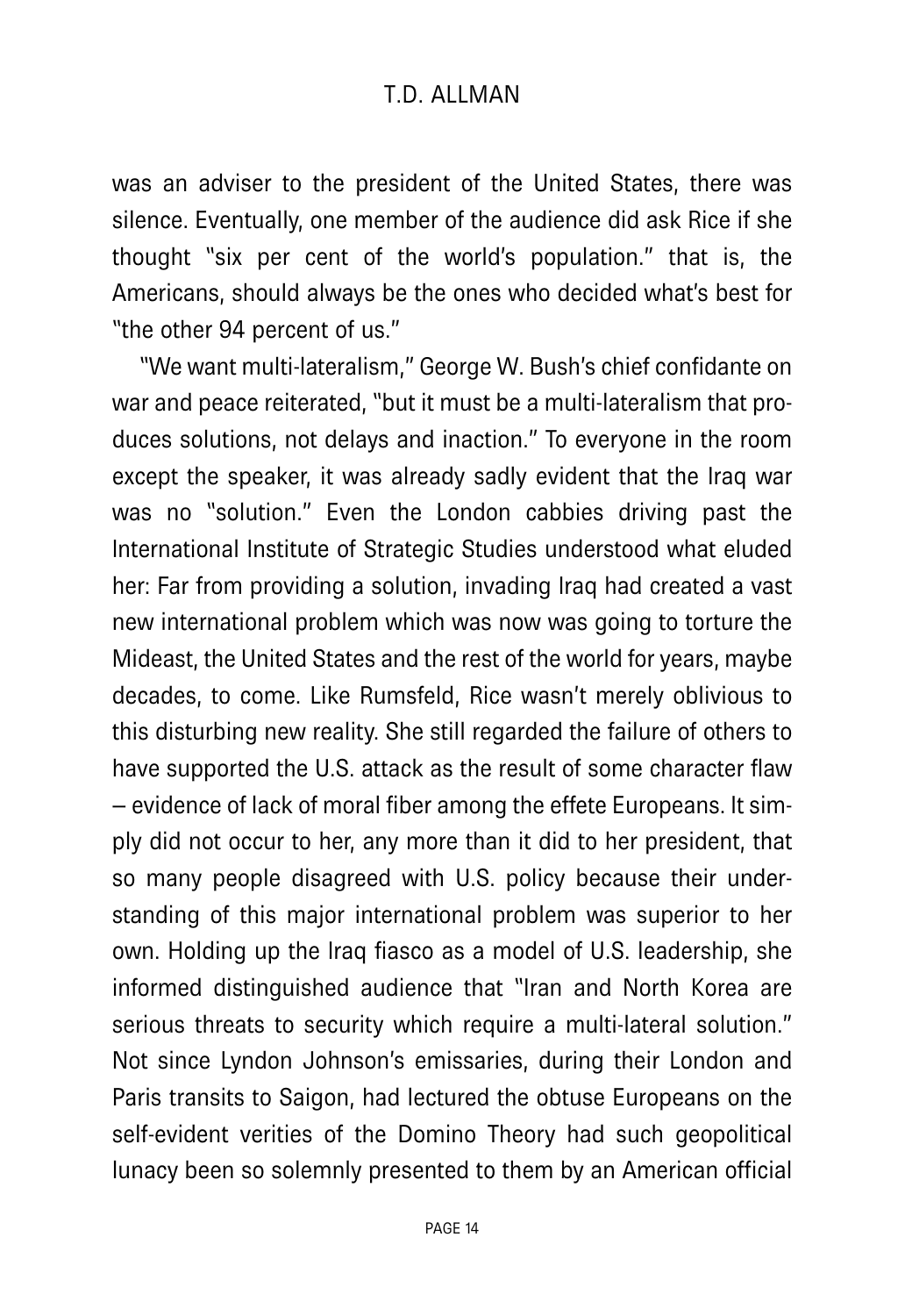was an adviser to the president of the United States, there was silence. Eventually, one member of the audience did ask Rice if she thought "six per cent of the world's population." that is, the Americans, should always be the ones who decided what's best for "the other 94 percent of us."

"We want multi-lateralism," George W. Bush's chief confidante on war and peace reiterated, "but it must be a multi-lateralism that produces solutions, not delays and inaction." To everyone in the room except the speaker, it was already sadly evident that the Iraq war was no "solution." Even the London cabbies driving past the International Institute of Strategic Studies understood what eluded her: Far from providing a solution, invading Iraq had created a vast new international problem which was now was going to torture the Mideast, the United States and the rest of the world for years, maybe decades, to come. Like Rumsfeld, Rice wasn't merely oblivious to this disturbing new reality. She still regarded the failure of others to have supported the U.S. attack as the result of some character flaw – evidence of lack of moral fiber among the effete Europeans. It simply did not occur to her, any more than it did to her president, that so many people disagreed with U.S. policy because their understanding of this major international problem was superior to her own. Holding up the Iraq fiasco as a model of U.S. leadership, she informed distinguished audience that "Iran and North Korea are serious threats to security which require a multi-lateral solution." Not since Lyndon Johnson's emissaries, during their London and Paris transits to Saigon, had lectured the obtuse Europeans on the self-evident verities of the Domino Theory had such geopolitical lunacy been so solemnly presented to them by an American official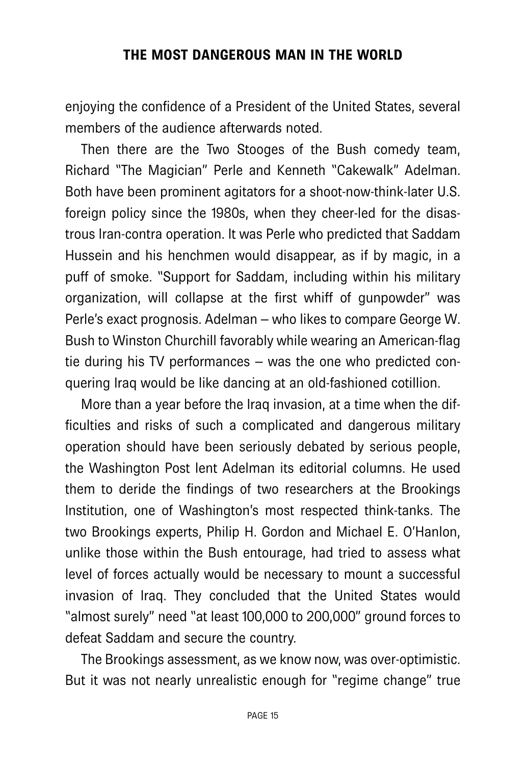enjoying the confidence of a President of the United States, several members of the audience afterwards noted.

Then there are the Two Stooges of the Bush comedy team, Richard "The Magician" Perle and Kenneth "Cakewalk" Adelman. Both have been prominent agitators for a shoot-now-think-later U.S. foreign policy since the 1980s, when they cheer-led for the disastrous Iran-contra operation. It was Perle who predicted that Saddam Hussein and his henchmen would disappear, as if by magic, in a puff of smoke. "Support for Saddam, including within his military organization, will collapse at the first whiff of gunpowder" was Perle's exact prognosis. Adelman – who likes to compare George W. Bush to Winston Churchill favorably while wearing an American-flag tie during his TV performances – was the one who predicted conquering Iraq would be like dancing at an old-fashioned cotillion.

More than a year before the Iraq invasion, at a time when the difficulties and risks of such a complicated and dangerous military operation should have been seriously debated by serious people, the Washington Post lent Adelman its editorial columns. He used them to deride the findings of two researchers at the Brookings Institution, one of Washington's most respected think-tanks. The two Brookings experts, Philip H. Gordon and Michael E. O'Hanlon, unlike those within the Bush entourage, had tried to assess what level of forces actually would be necessary to mount a successful invasion of Iraq. They concluded that the United States would "almost surely" need "at least 100,000 to 200,000" ground forces to defeat Saddam and secure the country.

The Brookings assessment, as we know now, was over-optimistic. But it was not nearly unrealistic enough for "regime change" true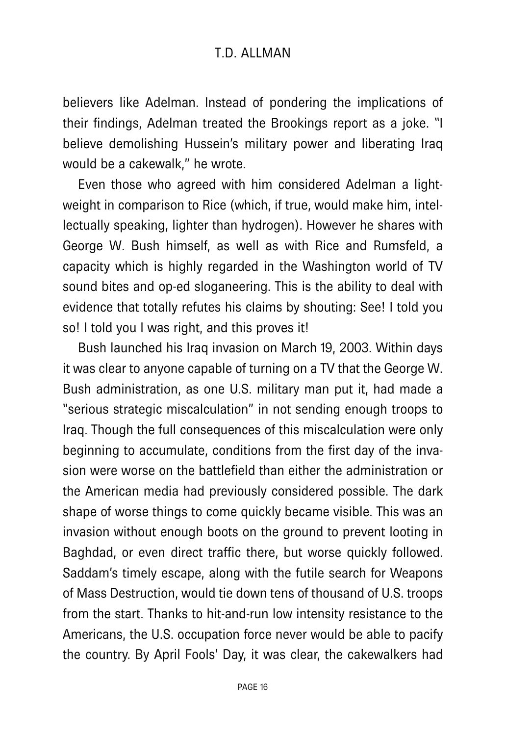believers like Adelman. Instead of pondering the implications of their findings, Adelman treated the Brookings report as a joke. "I believe demolishing Hussein's military power and liberating Iraq would be a cakewalk," he wrote.

Even those who agreed with him considered Adelman a lightweight in comparison to Rice (which, if true, would make him, intellectually speaking, lighter than hydrogen). However he shares with George W. Bush himself, as well as with Rice and Rumsfeld, a capacity which is highly regarded in the Washington world of TV sound bites and op-ed sloganeering. This is the ability to deal with evidence that totally refutes his claims by shouting: See! I told you so! I told you I was right, and this proves it!

Bush launched his Iraq invasion on March 19, 2003. Within days it was clear to anyone capable of turning on a TV that the George W. Bush administration, as one U.S. military man put it, had made a "serious strategic miscalculation" in not sending enough troops to Iraq. Though the full consequences of this miscalculation were only beginning to accumulate, conditions from the first day of the invasion were worse on the battlefield than either the administration or the American media had previously considered possible. The dark shape of worse things to come quickly became visible. This was an invasion without enough boots on the ground to prevent looting in Baghdad, or even direct traffic there, but worse quickly followed. Saddam's timely escape, along with the futile search for Weapons of Mass Destruction, would tie down tens of thousand of U.S. troops from the start. Thanks to hit-and-run low intensity resistance to the Americans, the U.S. occupation force never would be able to pacify the country. By April Fools' Day, it was clear, the cakewalkers had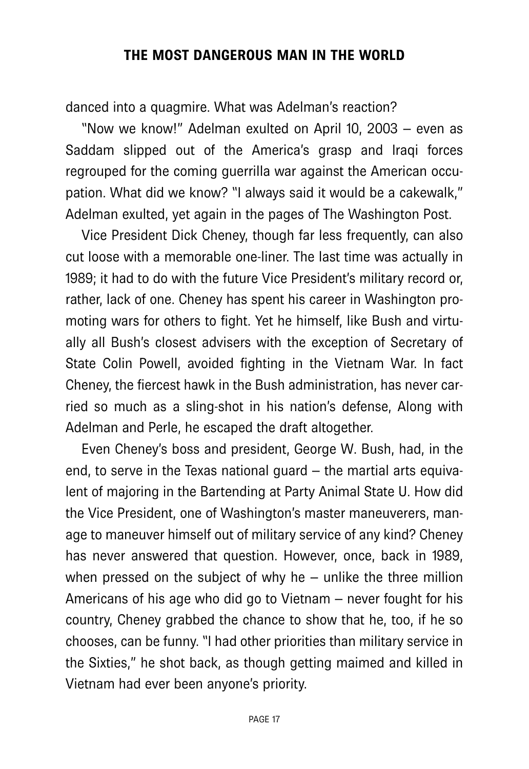danced into a quagmire. What was Adelman's reaction?

"Now we know!" Adelman exulted on April 10, 2003 – even as Saddam slipped out of the America's grasp and Iraqi forces regrouped for the coming guerrilla war against the American occupation. What did we know? "I always said it would be a cakewalk," Adelman exulted, yet again in the pages of The Washington Post.

Vice President Dick Cheney, though far less frequently, can also cut loose with a memorable one-liner. The last time was actually in 1989; it had to do with the future Vice President's military record or, rather, lack of one. Cheney has spent his career in Washington promoting wars for others to fight. Yet he himself, like Bush and virtually all Bush's closest advisers with the exception of Secretary of State Colin Powell, avoided fighting in the Vietnam War. In fact Cheney, the fiercest hawk in the Bush administration, has never carried so much as a sling-shot in his nation's defense, Along with Adelman and Perle, he escaped the draft altogether.

Even Cheney's boss and president, George W. Bush, had, in the end, to serve in the Texas national guard – the martial arts equivalent of majoring in the Bartending at Party Animal State U. How did the Vice President, one of Washington's master maneuverers, manage to maneuver himself out of military service of any kind? Cheney has never answered that question. However, once, back in 1989, when pressed on the subject of why he – unlike the three million Americans of his age who did go to Vietnam – never fought for his country, Cheney grabbed the chance to show that he, too, if he so chooses, can be funny. "I had other priorities than military service in the Sixties," he shot back, as though getting maimed and killed in Vietnam had ever been anyone's priority.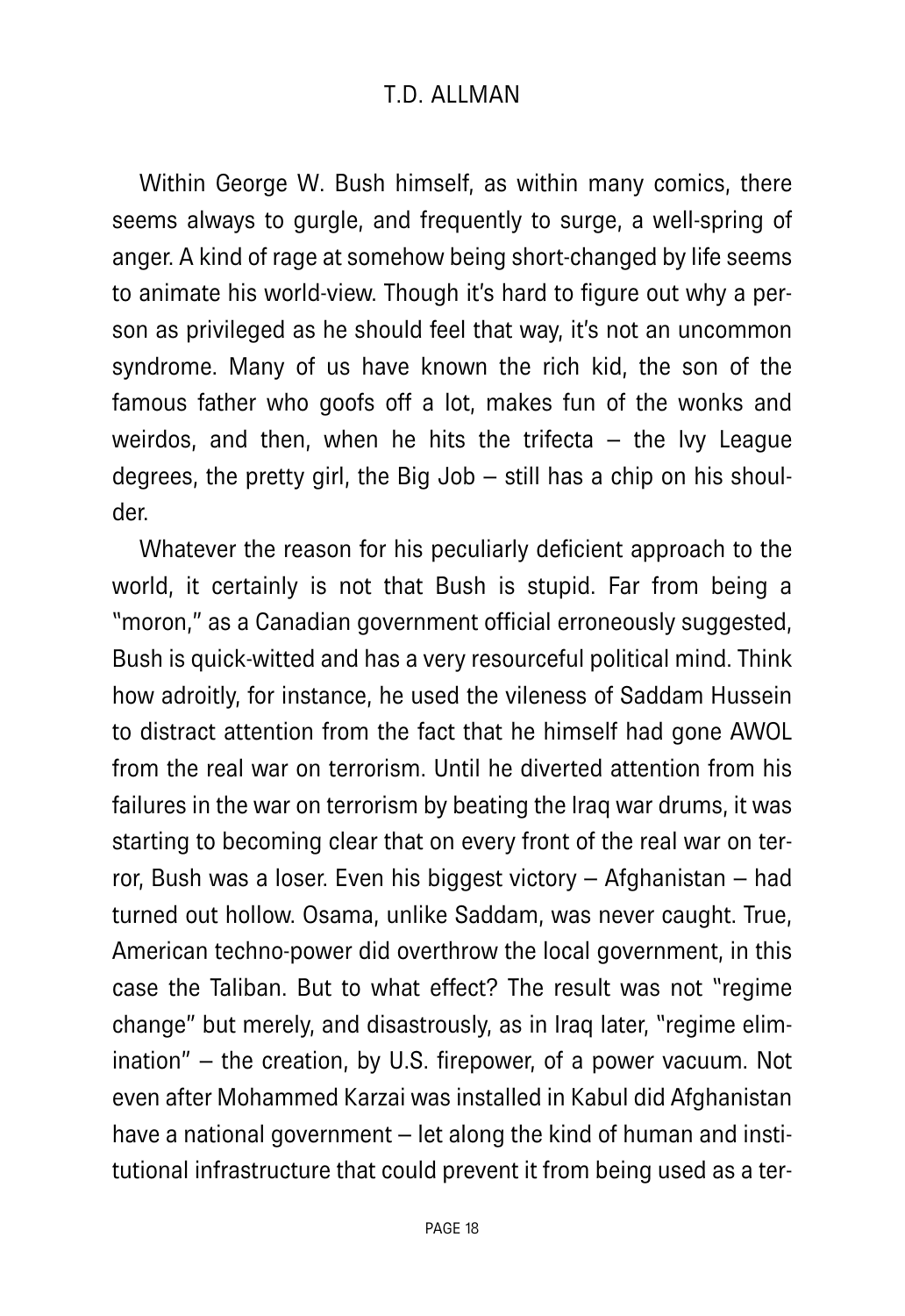Within George W. Bush himself, as within many comics, there seems always to gurgle, and frequently to surge, a well-spring of anger. A kind of rage at somehow being short-changed by life seems to animate his world-view. Though it's hard to figure out why a person as privileged as he should feel that way, it's not an uncommon syndrome. Many of us have known the rich kid, the son of the famous father who goofs off a lot, makes fun of the wonks and weirdos, and then, when he hits the trifecta – the Ivy League degrees, the pretty girl, the Big Job – still has a chip on his shoulder.

Whatever the reason for his peculiarly deficient approach to the world, it certainly is not that Bush is stupid. Far from being a "moron," as a Canadian government official erroneously suggested, Bush is quick-witted and has a very resourceful political mind. Think how adroitly, for instance, he used the vileness of Saddam Hussein to distract attention from the fact that he himself had gone AWOL from the real war on terrorism. Until he diverted attention from his failures in the war on terrorism by beating the Iraq war drums, it was starting to becoming clear that on every front of the real war on terror, Bush was a loser. Even his biggest victory – Afghanistan – had turned out hollow. Osama, unlike Saddam, was never caught. True, American techno-power did overthrow the local government, in this case the Taliban. But to what effect? The result was not "regime change" but merely, and disastrously, as in Iraq later, "regime elimination" – the creation, by U.S. firepower, of a power vacuum. Not even after Mohammed Karzai was installed in Kabul did Afghanistan have a national government – let along the kind of human and institutional infrastructure that could prevent it from being used as a ter-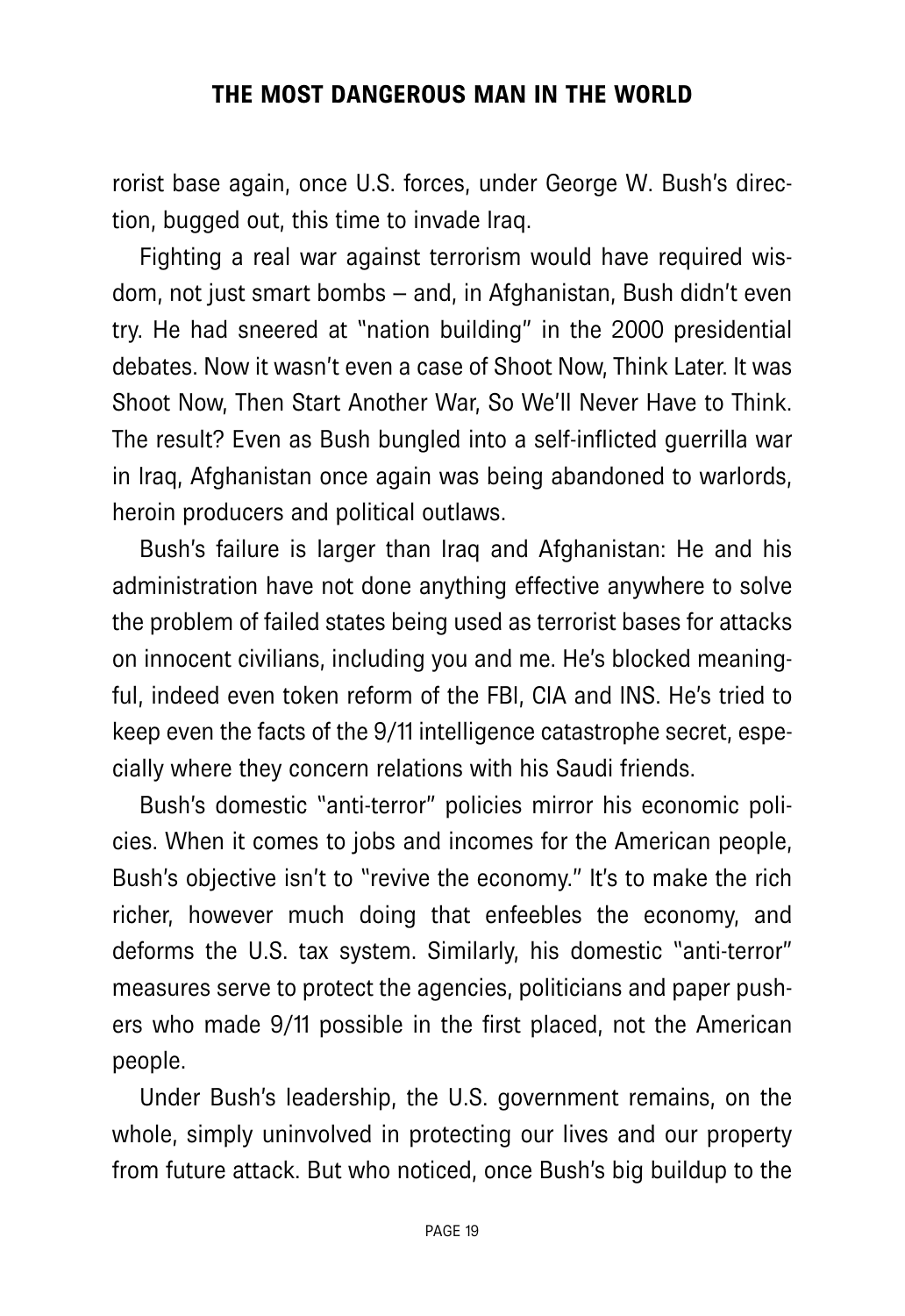rorist base again, once U.S. forces, under George W. Bush's direction, bugged out, this time to invade Iraq.

Fighting a real war against terrorism would have required wisdom, not just smart bombs – and, in Afghanistan, Bush didn't even try. He had sneered at "nation building" in the 2000 presidential debates. Now it wasn't even a case of Shoot Now, Think Later. It was Shoot Now, Then Start Another War, So We'll Never Have to Think. The result? Even as Bush bungled into a self-inflicted guerrilla war in Iraq, Afghanistan once again was being abandoned to warlords, heroin producers and political outlaws.

Bush's failure is larger than Iraq and Afghanistan: He and his administration have not done anything effective anywhere to solve the problem of failed states being used as terrorist bases for attacks on innocent civilians, including you and me. He's blocked meaningful, indeed even token reform of the FBI, CIA and INS. He's tried to keep even the facts of the 9/11 intelligence catastrophe secret, especially where they concern relations with his Saudi friends.

Bush's domestic "anti-terror" policies mirror his economic policies. When it comes to jobs and incomes for the American people, Bush's objective isn't to "revive the economy." It's to make the rich richer, however much doing that enfeebles the economy, and deforms the U.S. tax system. Similarly, his domestic "anti-terror" measures serve to protect the agencies, politicians and paper pushers who made 9/11 possible in the first placed, not the American people.

Under Bush's leadership, the U.S. government remains, on the whole, simply uninvolved in protecting our lives and our property from future attack. But who noticed, once Bush's big buildup to the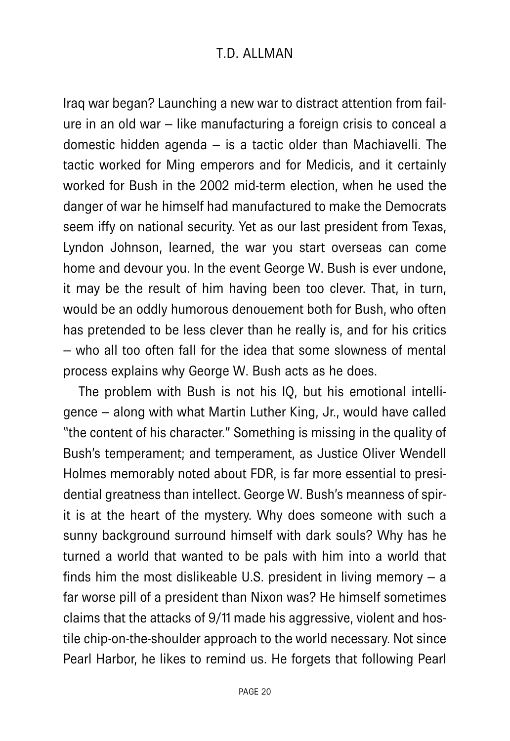Iraq war began? Launching a new war to distract attention from failure in an old war – like manufacturing a foreign crisis to conceal a domestic hidden agenda – is a tactic older than Machiavelli. The tactic worked for Ming emperors and for Medicis, and it certainly worked for Bush in the 2002 mid-term election, when he used the danger of war he himself had manufactured to make the Democrats seem iffy on national security. Yet as our last president from Texas, Lyndon Johnson, learned, the war you start overseas can come home and devour you. In the event George W. Bush is ever undone, it may be the result of him having been too clever. That, in turn, would be an oddly humorous denouement both for Bush, who often has pretended to be less clever than he really is, and for his critics – who all too often fall for the idea that some slowness of mental process explains why George W. Bush acts as he does.

The problem with Bush is not his IQ, but his emotional intelligence – along with what Martin Luther King, Jr., would have called "the content of his character." Something is missing in the quality of Bush's temperament; and temperament, as Justice Oliver Wendell Holmes memorably noted about FDR, is far more essential to presidential greatness than intellect. George W. Bush's meanness of spirit is at the heart of the mystery. Why does someone with such a sunny background surround himself with dark souls? Why has he turned a world that wanted to be pals with him into a world that finds him the most dislikeable U.S. president in living memory – a far worse pill of a president than Nixon was? He himself sometimes claims that the attacks of 9/11 made his aggressive, violent and hostile chip-on-the-shoulder approach to the world necessary. Not since Pearl Harbor, he likes to remind us. He forgets that following Pearl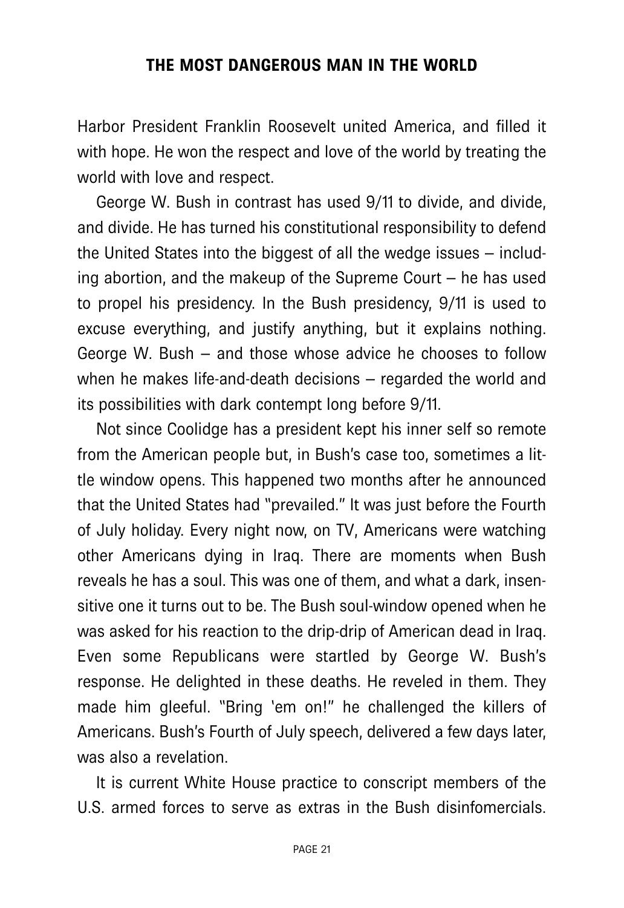Harbor President Franklin Roosevelt united America, and filled it with hope. He won the respect and love of the world by treating the world with love and respect.

George W. Bush in contrast has used 9/11 to divide, and divide, and divide. He has turned his constitutional responsibility to defend the United States into the biggest of all the wedge issues – including abortion, and the makeup of the Supreme Court – he has used to propel his presidency. In the Bush presidency, 9/11 is used to excuse everything, and justify anything, but it explains nothing. George W. Bush – and those whose advice he chooses to follow when he makes life-and-death decisions – regarded the world and its possibilities with dark contempt long before 9/11.

Not since Coolidge has a president kept his inner self so remote from the American people but, in Bush's case too, sometimes a little window opens. This happened two months after he announced that the United States had "prevailed." It was just before the Fourth of July holiday. Every night now, on TV, Americans were watching other Americans dying in Iraq. There are moments when Bush reveals he has a soul. This was one of them, and what a dark, insensitive one it turns out to be. The Bush soul-window opened when he was asked for his reaction to the drip-drip of American dead in Iraq. Even some Republicans were startled by George W. Bush's response. He delighted in these deaths. He reveled in them. They made him gleeful. "Bring 'em on!" he challenged the killers of Americans. Bush's Fourth of July speech, delivered a few days later, was also a revelation.

It is current White House practice to conscript members of the U.S. armed forces to serve as extras in the Bush disinfomercials.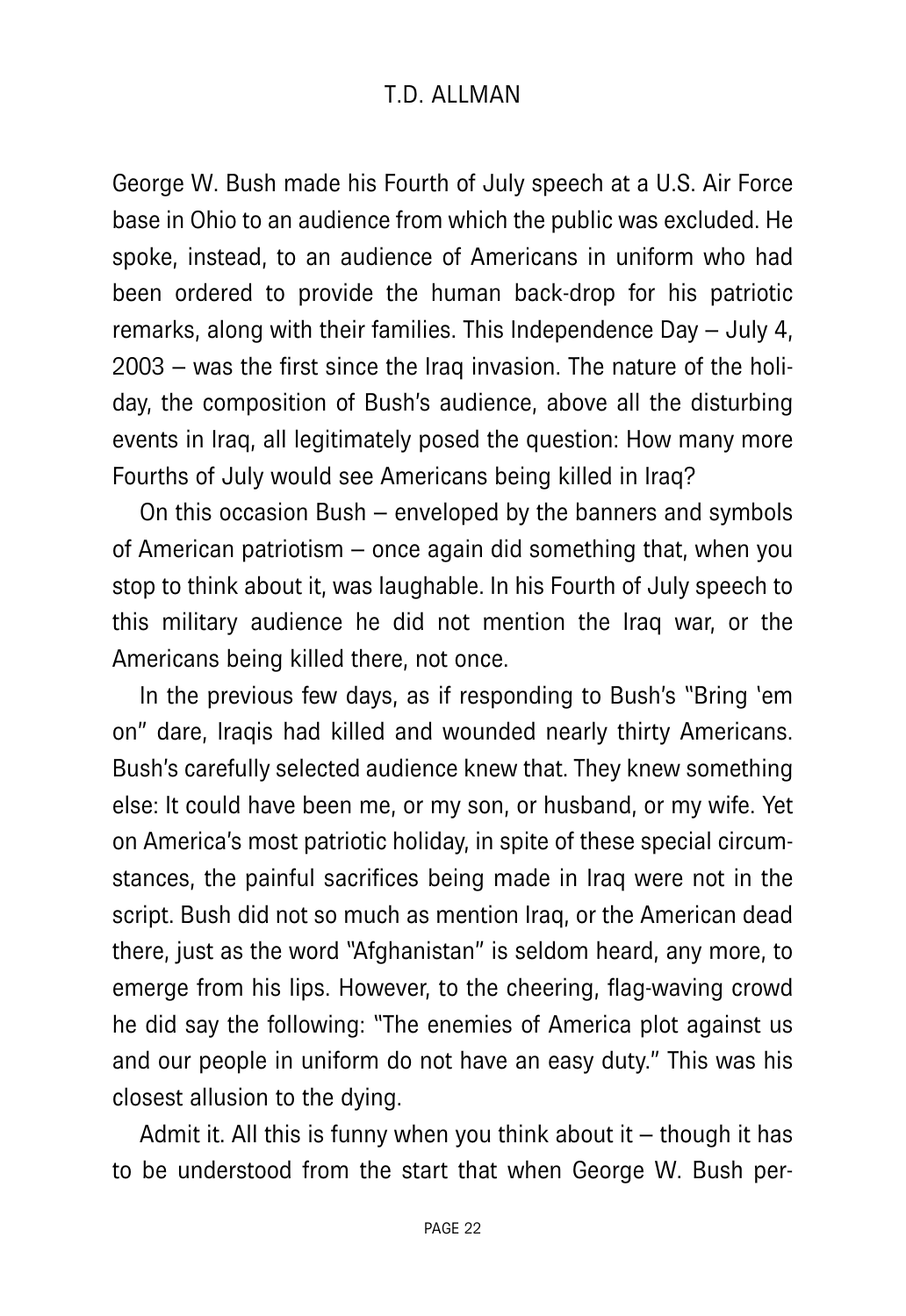George W. Bush made his Fourth of July speech at a U.S. Air Force base in Ohio to an audience from which the public was excluded. He spoke, instead, to an audience of Americans in uniform who had been ordered to provide the human back-drop for his patriotic remarks, along with their families. This Independence Day – July 4, 2003 – was the first since the Iraq invasion. The nature of the holiday, the composition of Bush's audience, above all the disturbing events in Iraq, all legitimately posed the question: How many more Fourths of July would see Americans being killed in Iraq?

On this occasion Bush – enveloped by the banners and symbols of American patriotism – once again did something that, when you stop to think about it, was laughable. In his Fourth of July speech to this military audience he did not mention the Iraq war, or the Americans being killed there, not once.

In the previous few days, as if responding to Bush's "Bring 'em on" dare, Iraqis had killed and wounded nearly thirty Americans. Bush's carefully selected audience knew that. They knew something else: It could have been me, or my son, or husband, or my wife. Yet on America's most patriotic holiday, in spite of these special circumstances, the painful sacrifices being made in Iraq were not in the script. Bush did not so much as mention Iraq, or the American dead there, just as the word "Afghanistan" is seldom heard, any more, to emerge from his lips. However, to the cheering, flag-waving crowd he did say the following: "The enemies of America plot against us and our people in uniform do not have an easy duty." This was his closest allusion to the dying.

Admit it. All this is funny when you think about it – though it has to be understood from the start that when George W. Bush per-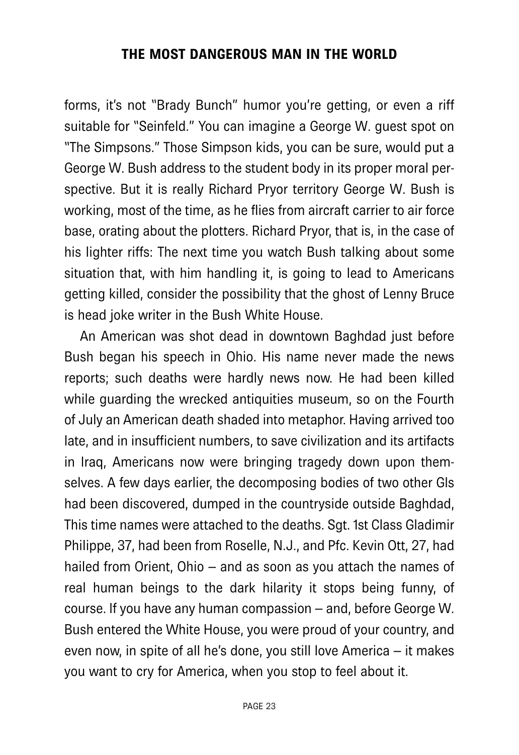forms, it's not "Brady Bunch" humor you're getting, or even a riff suitable for "Seinfeld." You can imagine a George W. guest spot on "The Simpsons." Those Simpson kids, you can be sure, would put a George W. Bush address to the student body in its proper moral perspective. But it is really Richard Pryor territory George W. Bush is working, most of the time, as he flies from aircraft carrier to air force base, orating about the plotters. Richard Pryor, that is, in the case of his lighter riffs: The next time you watch Bush talking about some situation that, with him handling it, is going to lead to Americans getting killed, consider the possibility that the ghost of Lenny Bruce is head joke writer in the Bush White House.

An American was shot dead in downtown Baghdad just before Bush began his speech in Ohio. His name never made the news reports; such deaths were hardly news now. He had been killed while guarding the wrecked antiquities museum, so on the Fourth of July an American death shaded into metaphor. Having arrived too late, and in insufficient numbers, to save civilization and its artifacts in Iraq, Americans now were bringing tragedy down upon themselves. A few days earlier, the decomposing bodies of two other GIs had been discovered, dumped in the countryside outside Baghdad, This time names were attached to the deaths. Sgt. 1st Class Gladimir Philippe, 37, had been from Roselle, N.J., and Pfc. Kevin Ott, 27, had hailed from Orient, Ohio – and as soon as you attach the names of real human beings to the dark hilarity it stops being funny, of course. If you have any human compassion – and, before George W. Bush entered the White House, you were proud of your country, and even now, in spite of all he's done, you still love America – it makes you want to cry for America, when you stop to feel about it.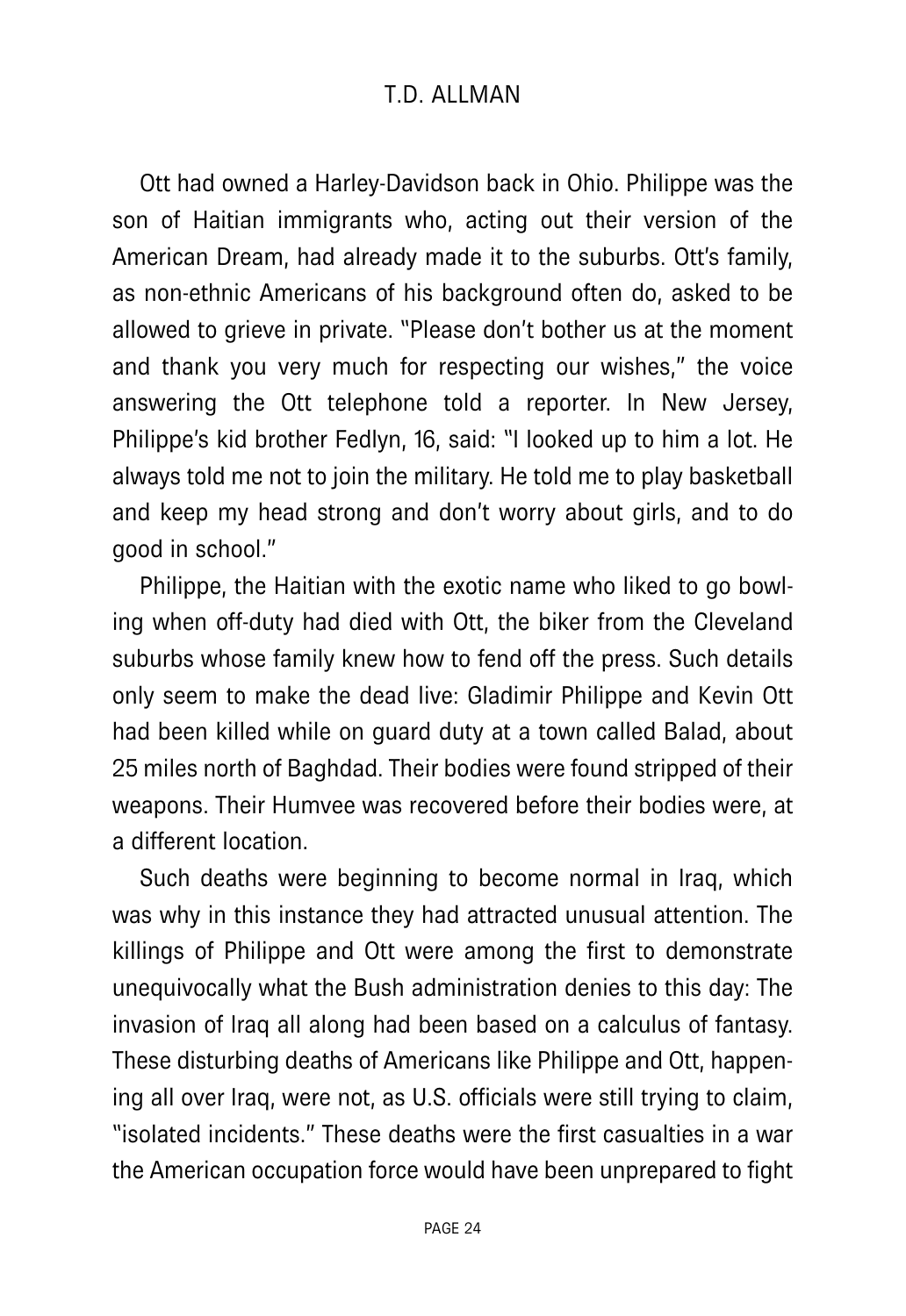Ott had owned a Harley-Davidson back in Ohio. Philippe was the son of Haitian immigrants who, acting out their version of the American Dream, had already made it to the suburbs. Ott's family, as non-ethnic Americans of his background often do, asked to be allowed to grieve in private. "Please don't bother us at the moment and thank you very much for respecting our wishes," the voice answering the Ott telephone told a reporter. In New Jersey, Philippe's kid brother Fedlyn, 16, said: "I looked up to him a lot. He always told me not to join the military. He told me to play basketball and keep my head strong and don't worry about girls, and to do good in school."

Philippe, the Haitian with the exotic name who liked to go bowling when off-duty had died with Ott, the biker from the Cleveland suburbs whose family knew how to fend off the press. Such details only seem to make the dead live: Gladimir Philippe and Kevin Ott had been killed while on guard duty at a town called Balad, about 25 miles north of Baghdad. Their bodies were found stripped of their weapons. Their Humvee was recovered before their bodies were, at a different location.

Such deaths were beginning to become normal in Iraq, which was why in this instance they had attracted unusual attention. The killings of Philippe and Ott were among the first to demonstrate unequivocally what the Bush administration denies to this day: The invasion of Iraq all along had been based on a calculus of fantasy. These disturbing deaths of Americans like Philippe and Ott, happening all over Iraq, were not, as U.S. officials were still trying to claim, "isolated incidents." These deaths were the first casualties in a war the American occupation force would have been unprepared to fight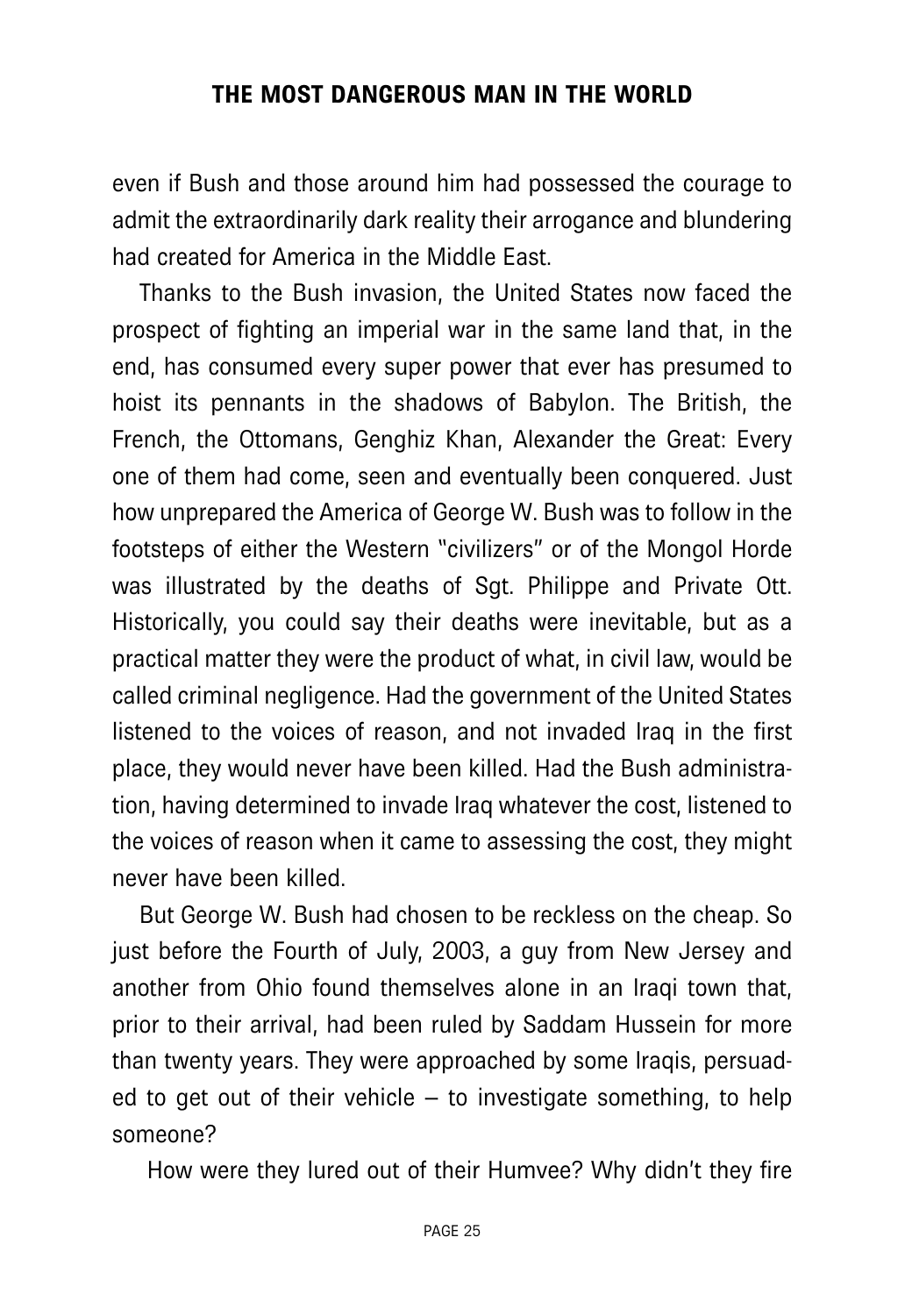even if Bush and those around him had possessed the courage to admit the extraordinarily dark reality their arrogance and blundering had created for America in the Middle East.

Thanks to the Bush invasion, the United States now faced the prospect of fighting an imperial war in the same land that, in the end, has consumed every super power that ever has presumed to hoist its pennants in the shadows of Babylon. The British, the French, the Ottomans, Genghiz Khan, Alexander the Great: Every one of them had come, seen and eventually been conquered. Just how unprepared the America of George W. Bush was to follow in the footsteps of either the Western "civilizers" or of the Mongol Horde was illustrated by the deaths of Sgt. Philippe and Private Ott. Historically, you could say their deaths were inevitable, but as a practical matter they were the product of what, in civil law, would be called criminal negligence. Had the government of the United States listened to the voices of reason, and not invaded Iraq in the first place, they would never have been killed. Had the Bush administration, having determined to invade Iraq whatever the cost, listened to the voices of reason when it came to assessing the cost, they might never have been killed.

But George W. Bush had chosen to be reckless on the cheap. So just before the Fourth of July, 2003, a guy from New Jersey and another from Ohio found themselves alone in an Iraqi town that, prior to their arrival, had been ruled by Saddam Hussein for more than twenty years. They were approached by some Iraqis, persuaded to get out of their vehicle – to investigate something, to help someone?

How were they lured out of their Humvee? Why didn't they fire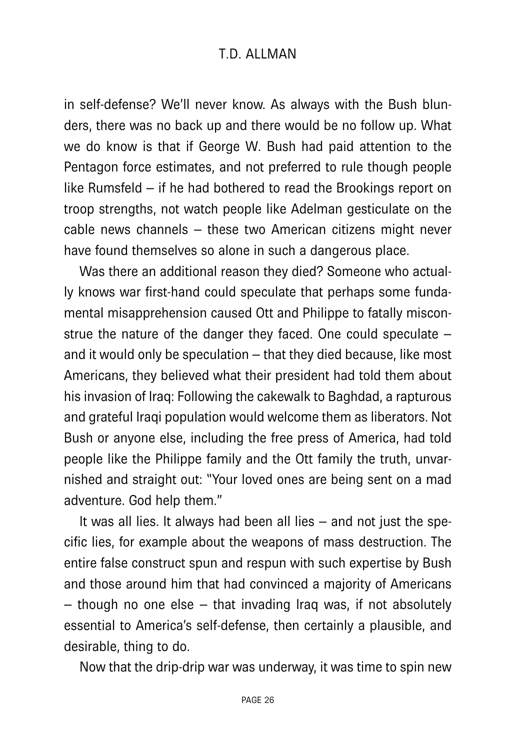in self-defense? We'll never know. As always with the Bush blunders, there was no back up and there would be no follow up. What we do know is that if George W. Bush had paid attention to the Pentagon force estimates, and not preferred to rule though people like Rumsfeld – if he had bothered to read the Brookings report on troop strengths, not watch people like Adelman gesticulate on the cable news channels – these two American citizens might never have found themselves so alone in such a dangerous place.

Was there an additional reason they died? Someone who actually knows war first-hand could speculate that perhaps some fundamental misapprehension caused Ott and Philippe to fatally misconstrue the nature of the danger they faced. One could speculate – and it would only be speculation – that they died because, like most Americans, they believed what their president had told them about his invasion of Iraq: Following the cakewalk to Baghdad, a rapturous and grateful Iraqi population would welcome them as liberators. Not Bush or anyone else, including the free press of America, had told people like the Philippe family and the Ott family the truth, unvarnished and straight out: "Your loved ones are being sent on a mad adventure. God help them."

It was all lies. It always had been all lies – and not just the specific lies, for example about the weapons of mass destruction. The entire false construct spun and respun with such expertise by Bush and those around him that had convinced a majority of Americans – though no one else – that invading Iraq was, if not absolutely essential to America's self-defense, then certainly a plausible, and desirable, thing to do.

Now that the drip-drip war was underway, it was time to spin new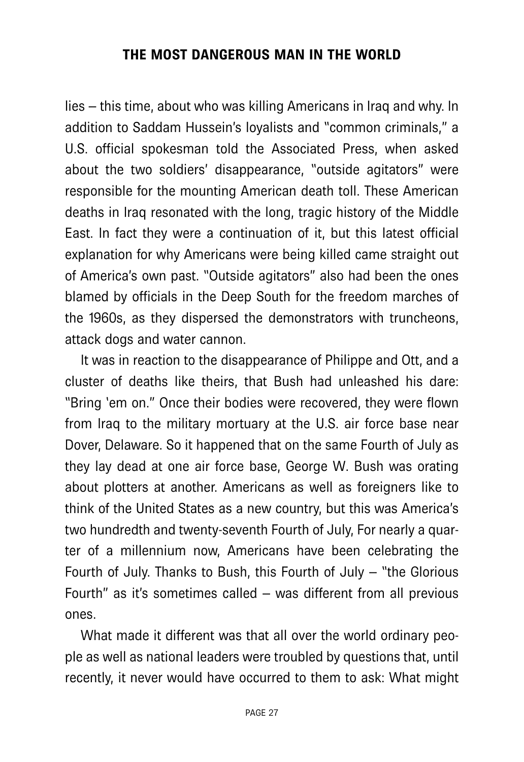lies – this time, about who was killing Americans in Iraq and why. In addition to Saddam Hussein's loyalists and "common criminals," a U.S. official spokesman told the Associated Press, when asked about the two soldiers' disappearance, "outside agitators" were responsible for the mounting American death toll. These American deaths in Iraq resonated with the long, tragic history of the Middle East. In fact they were a continuation of it, but this latest official explanation for why Americans were being killed came straight out of America's own past. "Outside agitators" also had been the ones blamed by officials in the Deep South for the freedom marches of the 1960s, as they dispersed the demonstrators with truncheons, attack dogs and water cannon.

It was in reaction to the disappearance of Philippe and Ott, and a cluster of deaths like theirs, that Bush had unleashed his dare: "Bring 'em on." Once their bodies were recovered, they were flown from Iraq to the military mortuary at the U.S. air force base near Dover, Delaware. So it happened that on the same Fourth of July as they lay dead at one air force base, George W. Bush was orating about plotters at another. Americans as well as foreigners like to think of the United States as a new country, but this was America's two hundredth and twenty-seventh Fourth of July, For nearly a quarter of a millennium now, Americans have been celebrating the Fourth of July. Thanks to Bush, this Fourth of July – "the Glorious Fourth" as it's sometimes called – was different from all previous ones.

What made it different was that all over the world ordinary people as well as national leaders were troubled by questions that, until recently, it never would have occurred to them to ask: What might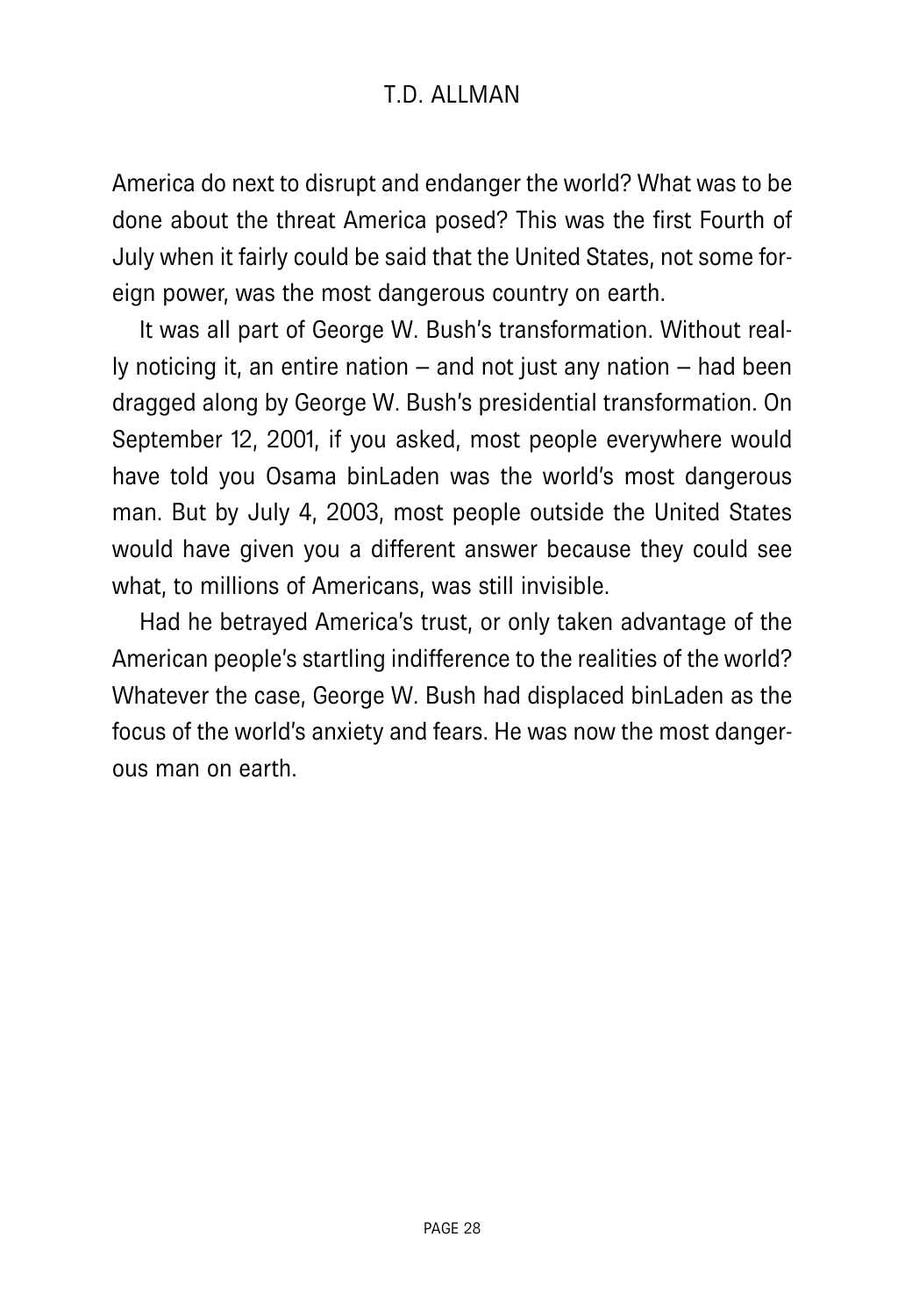America do next to disrupt and endanger the world? What was to be done about the threat America posed? This was the first Fourth of July when it fairly could be said that the United States, not some foreign power, was the most dangerous country on earth.

It was all part of George W. Bush's transformation. Without really noticing it, an entire nation – and not just any nation – had been dragged along by George W. Bush's presidential transformation. On September 12, 2001, if you asked, most people everywhere would have told you Osama binLaden was the world's most dangerous man. But by July 4, 2003, most people outside the United States would have given you a different answer because they could see what, to millions of Americans, was still invisible.

Had he betrayed America's trust, or only taken advantage of the American people's startling indifference to the realities of the world? Whatever the case, George W. Bush had displaced binLaden as the focus of the world's anxiety and fears. He was now the most dangerous man on earth.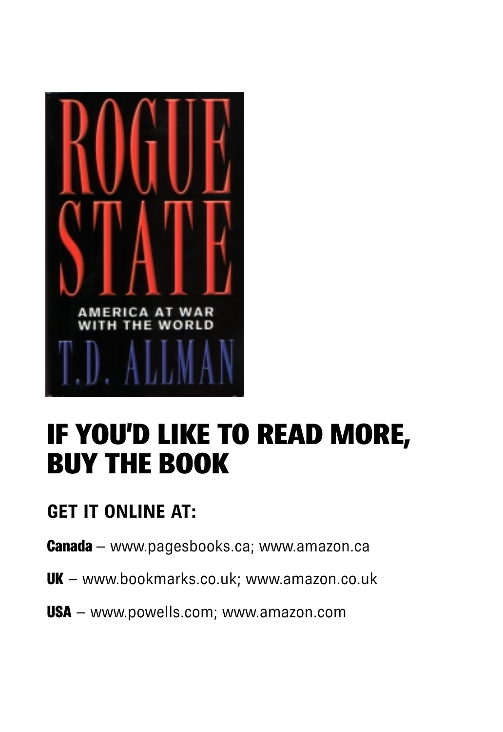# IF YOU'D LIKE TO READ MORE, BUY THE BOOK

## GET IT ONLINE AT:

**Canada** – www.pagesbooks.ca; www.amazon.ca

**UK** – www.bookmarks.co.uk; www.amazon.co.uk

**USA** – www.powells.com; www.amazon.com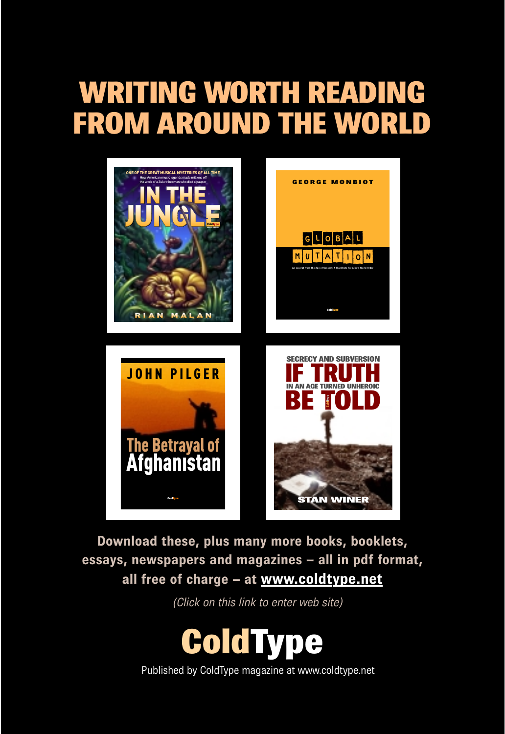# WRITING WORTH READING FROM AROUND THE WORLD

**Download these, plus many more books, booklets, essays, newspapers and magazines – all in pdf format, all free of charge – at www.coldtype.net**

*(Click on this link to enter web site)*

**ColdType**

Published by ColdType magazine at www.coldtype.net